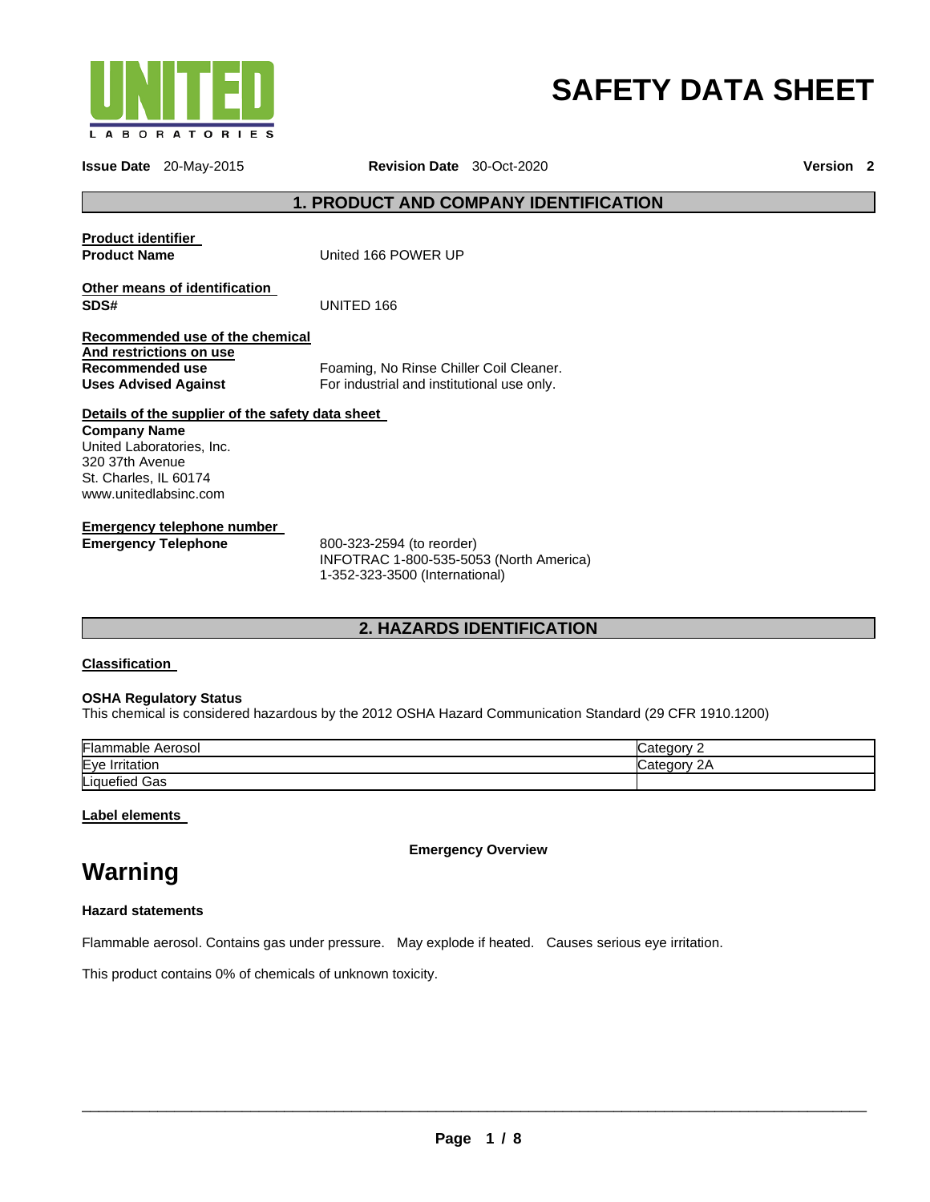UNITED LABORATORIES

# SAFETY DATA SHEET

**Issue Date** 20-May-2015 **Revision Date** 30-Oct-2020 **Version 2**

## 1. PRODUCT AND COMPANY IDENTIFICATION

**Product identifier**

**Product Name** United 166 POWER UP

**Other means of identification**

**SDS#** UNITED 166

**Recommended use of the chemical And restrictions on use**

**Recommended use** Foaming, No Rinse Chiller Coil Cleaner.

**Uses Advised Against** For industrial and institutional use only.

**Details of the supplier of the safety data sheet**

**Company Name**
United Laboratories, Inc.
320 37th Avenue
St. Charles, IL 60174
www.unitedlabsinc.com

**Emergency telephone number**

**Emergency Telephone** 800-323-2594 (to reorder)
INFOTRAC 1-800-535-5053 (North America)
1-352-323-3500 (International)

## 2. HAZARDS IDENTIFICATION

**Classification**

**OSHA Regulatory Status**

This chemical is considered hazardous by the 2012 OSHA Hazard Communication Standard (29 CFR 1910.1200)

| | |
|---|---|
| Flammable Aerosol | Category 2 |
| Eye Irritation | Category 2A |
| Liquefied Gas | |

**Label elements**

**Emergency Overview**

# Warning

**Hazard statements**

Flammable aerosol. Contains gas under pressure. May explode if heated. Causes serious eye irritation.

This product contains 0% of chemicals of unknown toxicity.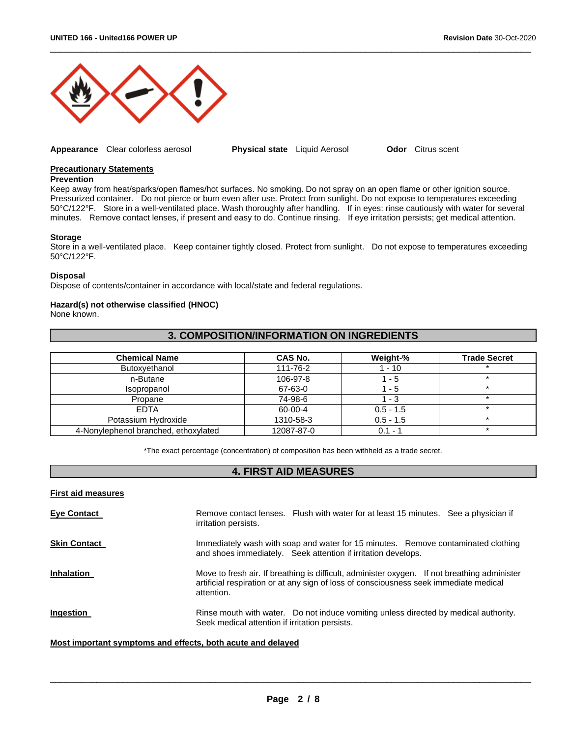**Appearance** Clear colorless aerosol **Physical state** Liquid Aerosol **Odor** Citrus scent

**Precautionary Statements**

**Prevention**

Keep away from heat/sparks/open flames/hot surfaces. No smoking. Do not spray on an open flame or other ignition source. Pressurized container. Do not pierce or burn even after use. Protect from sunlight. Do not expose to temperatures exceeding 50°C/122°F. Store in a well-ventilated place. Wash thoroughly after handling. If in eyes: rinse cautiously with water for several minutes. Remove contact lenses, if present and easy to do. Continue rinsing. If eye irritation persists; get medical attention.

**Storage**

Store in a well-ventilated place. Keep container tightly closed. Protect from sunlight. Do not expose to temperatures exceeding 50°C/122°F.

**Disposal**

Dispose of contents/container in accordance with local/state and federal regulations.

**Hazard(s) not otherwise classified (HNOC)**

None known.

## 3. COMPOSITION/INFORMATION ON INGREDIENTS

| Chemical Name | CAS No. | Weight-% | Trade Secret |
|---|---|---|---|
| Butoxyethanol | 111-76-2 | 1 - 10 | * |
| n-Butane | 106-97-8 | 1 - 5 | * |
| Isopropanol | 67-63-0 | 1 - 5 | * |
| Propane | 74-98-6 | 1 - 3 | * |
| EDTA | 60-00-4 | 0.5 - 1.5 | * |
| Potassium Hydroxide | 1310-58-3 | 0.5 - 1.5 | * |
| 4-Nonylephenol branched, ethoxylated | 12087-87-0 | 0.1 - 1 | * |

*The exact percentage (concentration) of composition has been withheld as a trade secret.

## 4. FIRST AID MEASURES

**First aid measures**

**Eye Contact** Remove contact lenses. Flush with water for at least 15 minutes. See a physician if irritation persists.

**Skin Contact** Immediately wash with soap and water for 15 minutes. Remove contaminated clothing and shoes immediately. Seek attention if irritation develops.

**Inhalation** Move to fresh air. If breathing is difficult, administer oxygen. If not breathing administer artificial respiration or at any sign of loss of consciousness seek immediate medical attention.

**Ingestion** Rinse mouth with water. Do not induce vomiting unless directed by medical authority. Seek medical attention if irritation persists.

**Most important symptoms and effects, both acute and delayed**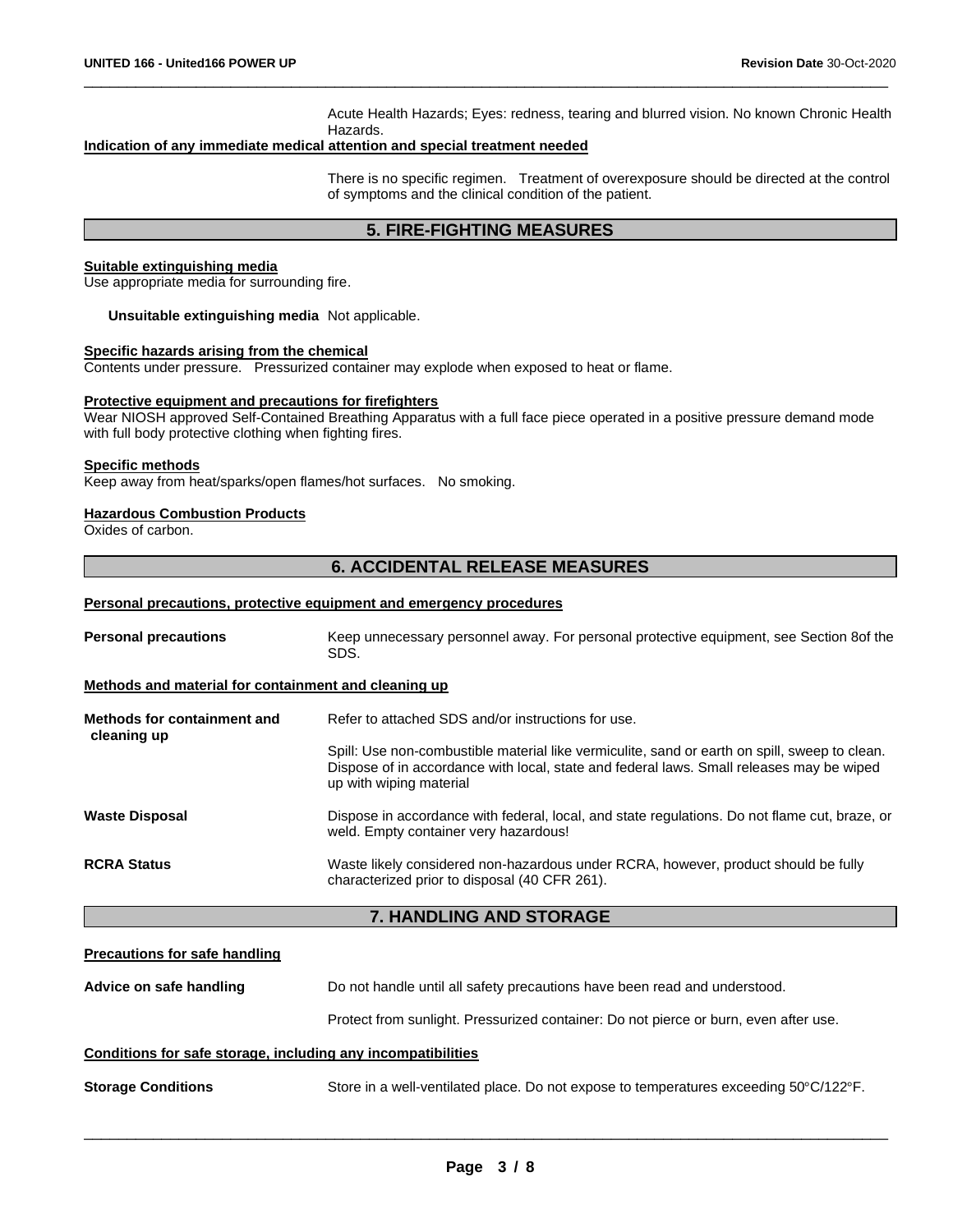Acute Health Hazards; Eyes: redness, tearing and blurred vision. No known Chronic Health Hazards.

**Indication of any immediate medical attention and special treatment needed**

There is no specific regimen. Treatment of overexposure should be directed at the control of symptoms and the clinical condition of the patient.

## 5. FIRE-FIGHTING MEASURES

**Suitable extinguishing media**

Use appropriate media for surrounding fire.

**Unsuitable extinguishing media** Not applicable.

**Specific hazards arising from the chemical**

Contents under pressure. Pressurized container may explode when exposed to heat or flame.

**Protective equipment and precautions for firefighters**

Wear NIOSH approved Self-Contained Breathing Apparatus with a full face piece operated in a positive pressure demand mode with full body protective clothing when fighting fires.

**Specific methods**

Keep away from heat/sparks/open flames/hot surfaces. No smoking.

**Hazardous Combustion Products**

Oxides of carbon.

## 6. ACCIDENTAL RELEASE MEASURES

**Personal precautions, protective equipment and emergency procedures**

**Personal precautions** Keep unnecessary personnel away. For personal protective equipment, see Section 8of the SDS.

**Methods and material for containment and cleaning up**

**Methods for containment and cleaning up** Refer to attached SDS and/or instructions for use.

Spill: Use non-combustible material like vermiculite, sand or earth on spill, sweep to clean. Dispose of in accordance with local, state and federal laws. Small releases may be wiped up with wiping material

**Waste Disposal** Dispose in accordance with federal, local, and state regulations. Do not flame cut, braze, or weld. Empty container very hazardous!

**RCRA Status** Waste likely considered non-hazardous under RCRA, however, product should be fully characterized prior to disposal (40 CFR 261).

## 7. HANDLING AND STORAGE

**Precautions for safe handling**

**Advice on safe handling** Do not handle until all safety precautions have been read and understood.

Protect from sunlight. Pressurized container: Do not pierce or burn, even after use.

**Conditions for safe storage, including any incompatibilities**

**Storage Conditions** Store in a well-ventilated place. Do not expose to temperatures exceeding 50°C/122°F.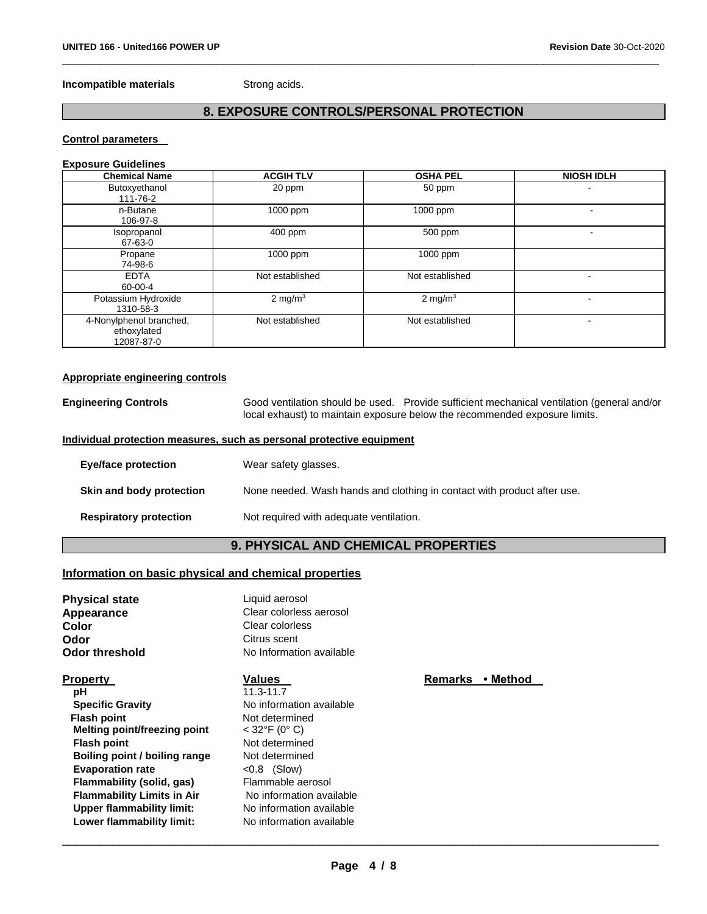**Incompatible materials** Strong acids.

## 8. EXPOSURE CONTROLS/PERSONAL PROTECTION

**Control parameters**

**Exposure Guidelines**

| Chemical Name | ACGIH TLV | OSHA PEL | NIOSH IDLH |
|---|---|---|---|
| Butoxyethanol<br>111-76-2 | 20 ppm | 50 ppm | - |
| n-Butane<br>106-97-8 | 1000 ppm | 1000 ppm | - |
| Isopropanol<br>67-63-0 | 400 ppm | 500 ppm | - |
| Propane<br>74-98-6 | 1000 ppm | 1000 ppm | |
| EDTA<br>60-00-4 | Not established | Not established | - |
| Potassium Hydroxide<br>1310-58-3 | 2 mg/m$^3$ | 2 mg/m$^3$ | - |
| 4-Nonylphenol branched, ethoxylated<br>12087-87-0 | Not established | Not established | - |

**Appropriate engineering controls**

**Engineering Controls** Good ventilation should be used. Provide sufficient mechanical ventilation (general and/or local exhaust) to maintain exposure below the recommended exposure limits.

**Individual protection measures, such as personal protective equipment**

**Eye/face protection** Wear safety glasses.

**Skin and body protection** None needed. Wash hands and clothing in contact with product after use.

**Respiratory protection** Not required with adequate ventilation.

## 9. PHYSICAL AND CHEMICAL PROPERTIES

**Information on basic physical and chemical properties**

**Physical state** Liquid aerosol
**Appearance** Clear colorless aerosol
**Color** Clear colorless
**Odor** Citrus scent
**Odor threshold** No Information available

| Property | Values | Remarks • Method |
|---|---|---|
| **pH** | 11.3-11.7 | |
| **Specific Gravity** | No information available | |
| **Flash point** | Not determined | |
| **Melting point/freezing point** | < 32°F (0° C) | |
| **Flash point** | Not determined | |
| **Boiling point / boiling range** | Not determined | |
| **Evaporation rate** | <0.8 (Slow) | |
| **Flammability (solid, gas)** | Flammable aerosol | |
| **Flammability Limits in Air** | No information available | |
| **Upper flammability limit:** | No information available | |
| **Lower flammability limit:** | No information available | |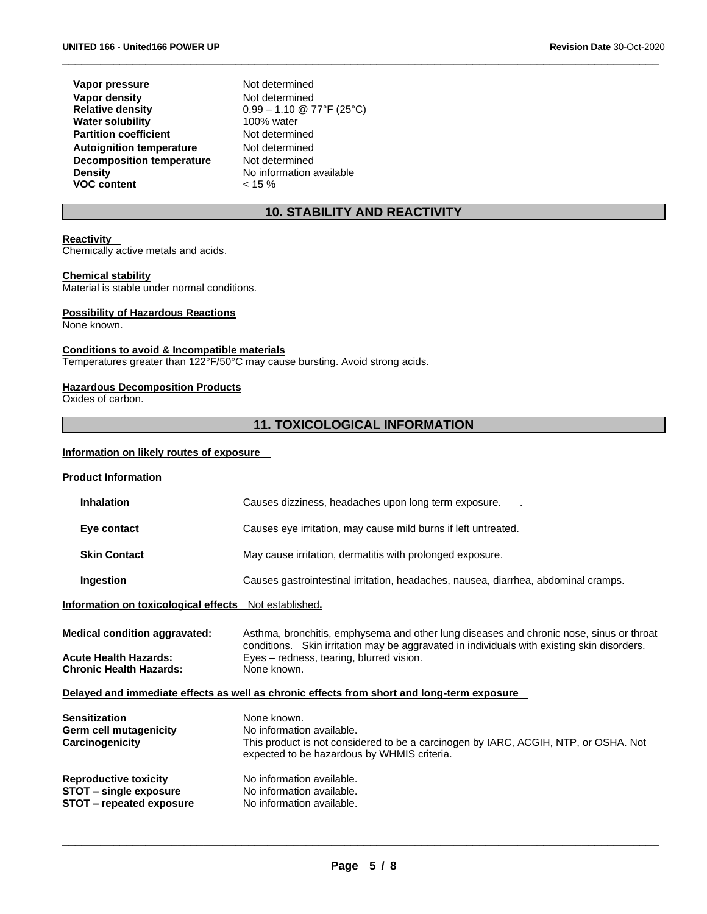| | |
|---|---|
| **Vapor pressure** | Not determined |
| **Vapor density** | Not determined |
| **Relative density** | 0.99 – 1.10 @ 77°F (25°C) |
| **Water solubility** | 100% water |
| **Partition coefficient** | Not determined |
| **Autoignition temperature** | Not determined |
| **Decomposition temperature** | Not determined |
| **Density** | No information available |
| **VOC content** | < 15 % |

## 10. STABILITY AND REACTIVITY

**Reactivity**
Chemically active metals and acids.

**Chemical stability**
Material is stable under normal conditions.

**Possibility of Hazardous Reactions**
None known.

**Conditions to avoid & Incompatible materials**
Temperatures greater than 122°F/50°C may cause bursting. Avoid strong acids.

**Hazardous Decomposition Products**
Oxides of carbon.

## 11. TOXICOLOGICAL INFORMATION

**Information on likely routes of exposure**

**Product Information**

| | |
|---|---|
| **Inhalation** | Causes dizziness, headaches upon long term exposure. . |
| **Eye contact** | Causes eye irritation, may cause mild burns if left untreated. |
| **Skin Contact** | May cause irritation, dermatitis with prolonged exposure. |
| **Ingestion** | Causes gastrointestinal irritation, headaches, nausea, diarrhea, abdominal cramps. |

**Information on toxicological effects** Not established.

| | |
|---|---|
| **Medical condition aggravated:** | Asthma, bronchitis, emphysema and other lung diseases and chronic nose, sinus or throat conditions. Skin irritation may be aggravated in individuals with existing skin disorders. |
| **Acute Health Hazards:** | Eyes – redness, tearing, blurred vision. |
| **Chronic Health Hazards:** | None known. |

**Delayed and immediate effects as well as chronic effects from short and long-term exposure**

| | |
|---|---|
| **Sensitization** | None known. |
| **Germ cell mutagenicity** | No information available. |
| **Carcinogenicity** | This product is not considered to be a carcinogen by IARC, ACGIH, NTP, or OSHA. Not expected to be hazardous by WHMIS criteria. |
| **Reproductive toxicity** | No information available. |
| **STOT – single exposure** | No information available. |
| **STOT – repeated exposure** | No information available. |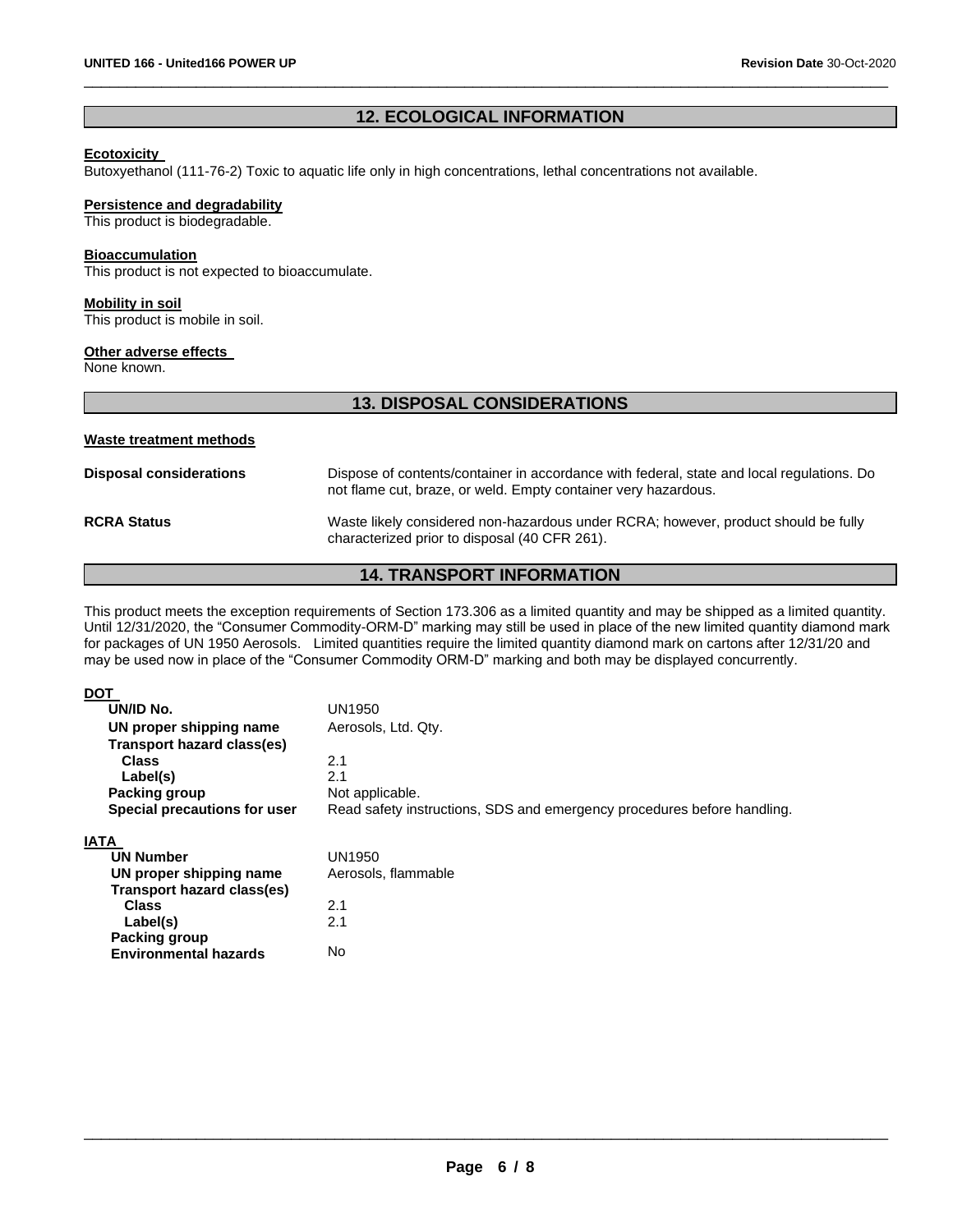## 12. ECOLOGICAL INFORMATION

**Ecotoxicity**

Butoxyethanol (111-76-2) Toxic to aquatic life only in high concentrations, lethal concentrations not available.

**Persistence and degradability**

This product is biodegradable.

**Bioaccumulation**

This product is not expected to bioaccumulate.

**Mobility in soil**

This product is mobile in soil.

**Other adverse effects**

None known.

## 13. DISPOSAL CONSIDERATIONS

**Waste treatment methods**

**Disposal considerations** Dispose of contents/container in accordance with federal, state and local regulations. Do not flame cut, braze, or weld. Empty container very hazardous.

**RCRA Status** Waste likely considered non-hazardous under RCRA; however, product should be fully characterized prior to disposal (40 CFR 261).

## 14. TRANSPORT INFORMATION

This product meets the exception requirements of Section 173.306 as a limited quantity and may be shipped as a limited quantity. Until 12/31/2020, the "Consumer Commodity-ORM-D" marking may still be used in place of the new limited quantity diamond mark for packages of UN 1950 Aerosols. Limited quantities require the limited quantity diamond mark on cartons after 12/31/20 and may be used now in place of the "Consumer Commodity ORM-D" marking and both may be displayed concurrently.

**DOT**

| | |
|---|---|
| **UN/ID No.** | UN1950 |
| **UN proper shipping name** | Aerosols, Ltd. Qty. |
| **Transport hazard class(es)** | |
| **Class** | 2.1 |
| **Label(s)** | 2.1 |
| **Packing group** | Not applicable. |
| **Special precautions for user** | Read safety instructions, SDS and emergency procedures before handling. |

**IATA**

| | |
|---|---|
| **UN Number** | UN1950 |
| **UN proper shipping name** | Aerosols, flammable |
| **Transport hazard class(es)** | |
| **Class** | 2.1 |
| **Label(s)** | 2.1 |
| **Packing group** | |
| **Environmental hazards** | No |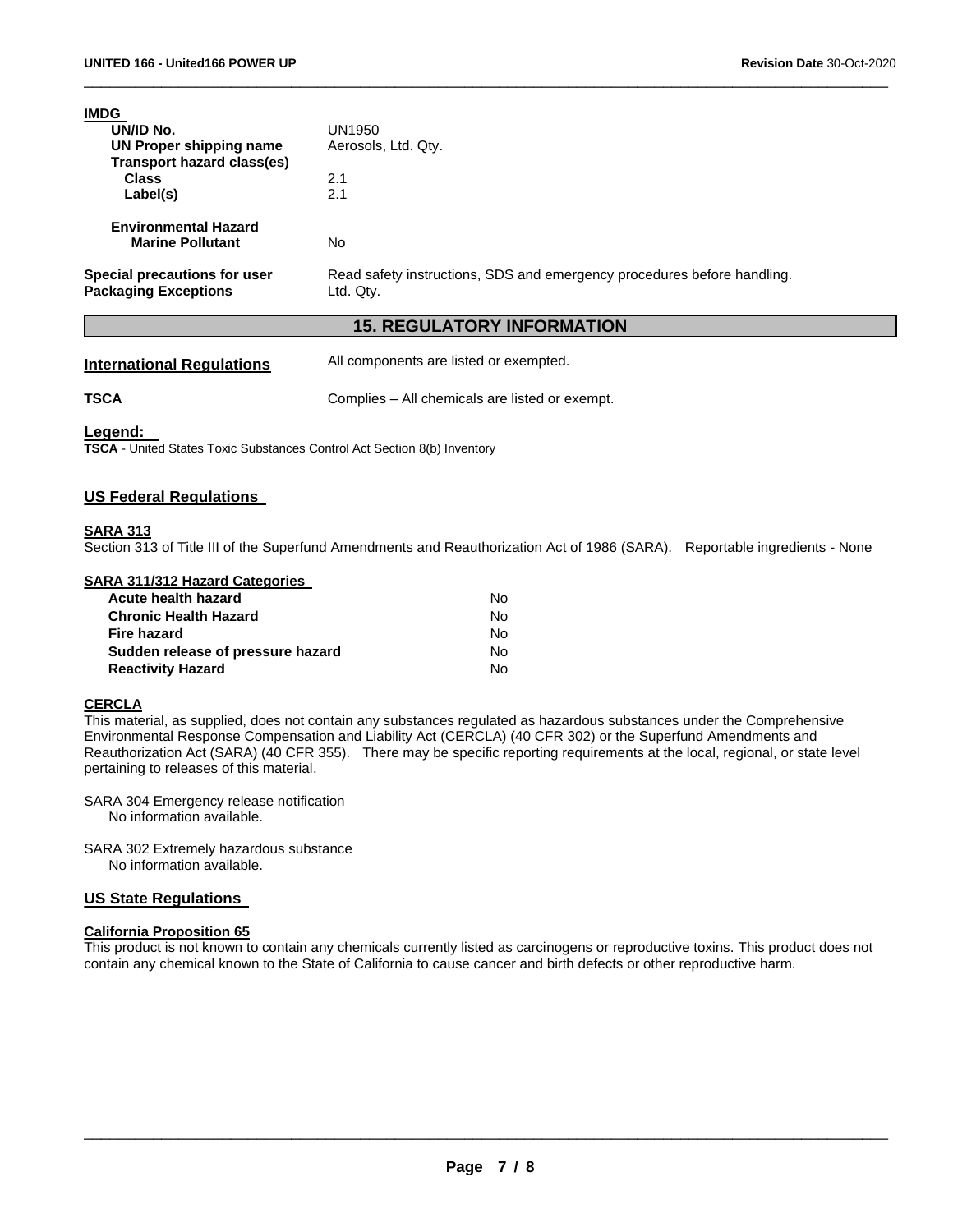**IMDG**

| | |
|---|---|
| **UN/ID No.** | UN1950 |
| **UN Proper shipping name** | Aerosols, Ltd. Qty. |
| **Transport hazard class(es)** | |
| **Class** | 2.1 |
| **Label(s)** | 2.1 |
| **Environmental Hazard** | |
| **Marine Pollutant** | No |
| **Special precautions for user** | Read safety instructions, SDS and emergency procedures before handling. |
| **Packaging Exceptions** | Ltd. Qty. |

## 15. REGULATORY INFORMATION

| | |
|---|---|
| **International Regulations** | All components are listed or exempted. |
| **TSCA** | Complies – All chemicals are listed or exempt. |

**Legend:**

**TSCA** - United States Toxic Substances Control Act Section 8(b) Inventory

### US Federal Regulations

**SARA 313**

Section 313 of Title III of the Superfund Amendments and Reauthorization Act of 1986 (SARA). Reportable ingredients - None

**SARA 311/312 Hazard Categories**

| | |
|---|---|
| **Acute health hazard** | No |
| **Chronic Health Hazard** | No |
| **Fire hazard** | No |
| **Sudden release of pressure hazard** | No |
| **Reactivity Hazard** | No |

**CERCLA**

This material, as supplied, does not contain any substances regulated as hazardous substances under the Comprehensive Environmental Response Compensation and Liability Act (CERCLA) (40 CFR 302) or the Superfund Amendments and Reauthorization Act (SARA) (40 CFR 355). There may be specific reporting requirements at the local, regional, or state level pertaining to releases of this material.

SARA 304 Emergency release notification
No information available.

SARA 302 Extremely hazardous substance
No information available.

### US State Regulations

**California Proposition 65**

This product is not known to contain any chemicals currently listed as carcinogens or reproductive toxins. This product does not contain any chemical known to the State of California to cause cancer and birth defects or other reproductive harm.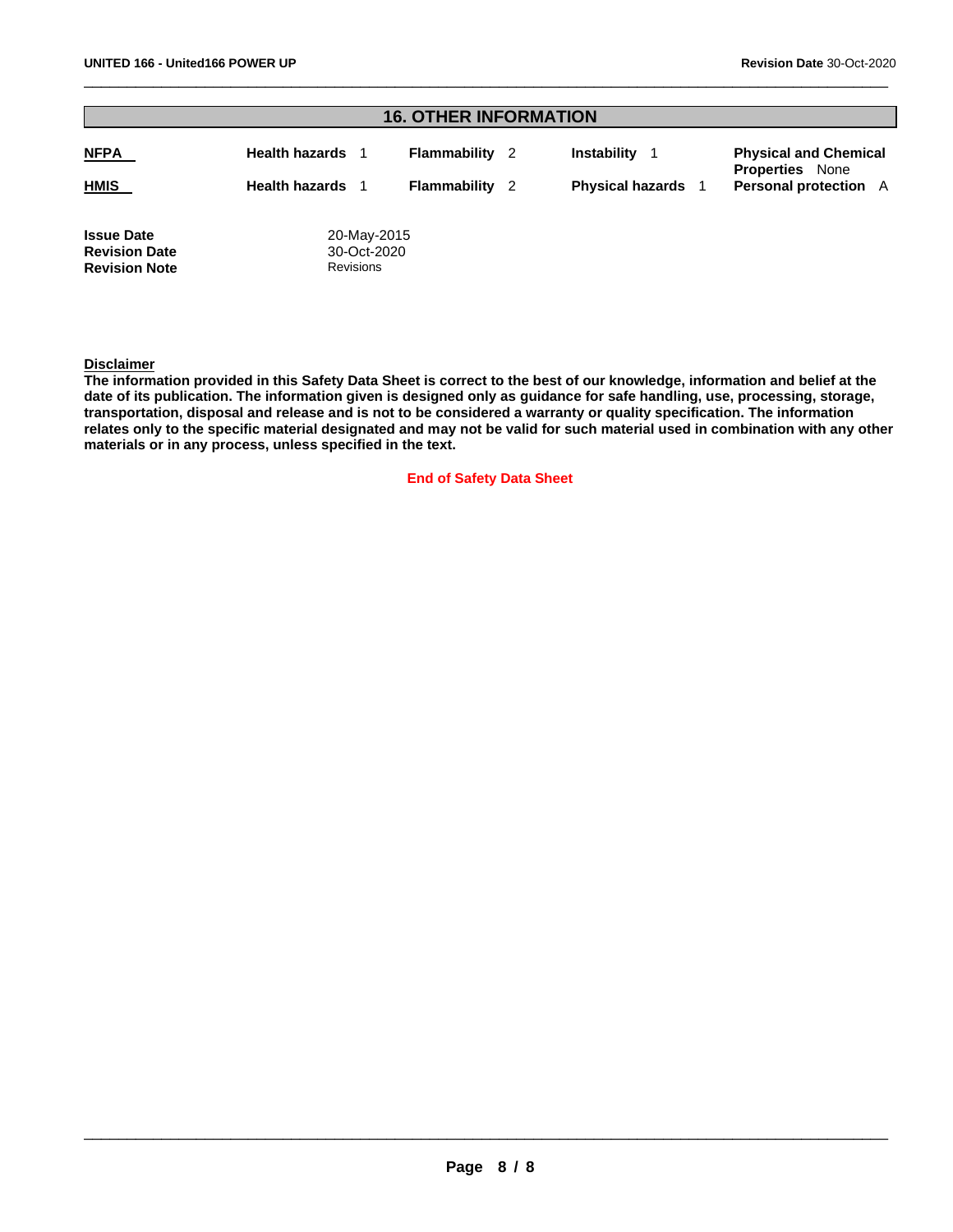## 16. OTHER INFORMATION

| | | | | |
|---|---|---|---|---|
| **NFPA** | **Health hazards** 1 | **Flammability** 2 | **Instability** 1 | **Physical and Chemical Properties** None |
| **HMIS** | **Health hazards** 1 | **Flammability** 2 | **Physical hazards** 1 | **Personal protection** A |

**Issue Date** 20-May-2015
**Revision Date** 30-Oct-2020
**Revision Note** Revisions

**Disclaimer**
**The information provided in this Safety Data Sheet is correct to the best of our knowledge, information and belief at the date of its publication. The information given is designed only as guidance for safe handling, use, processing, storage, transportation, disposal and release and is not to be considered a warranty or quality specification. The information relates only to the specific material designated and may not be valid for such material used in combination with any other materials or in any process, unless specified in the text.**

**End of Safety Data Sheet**